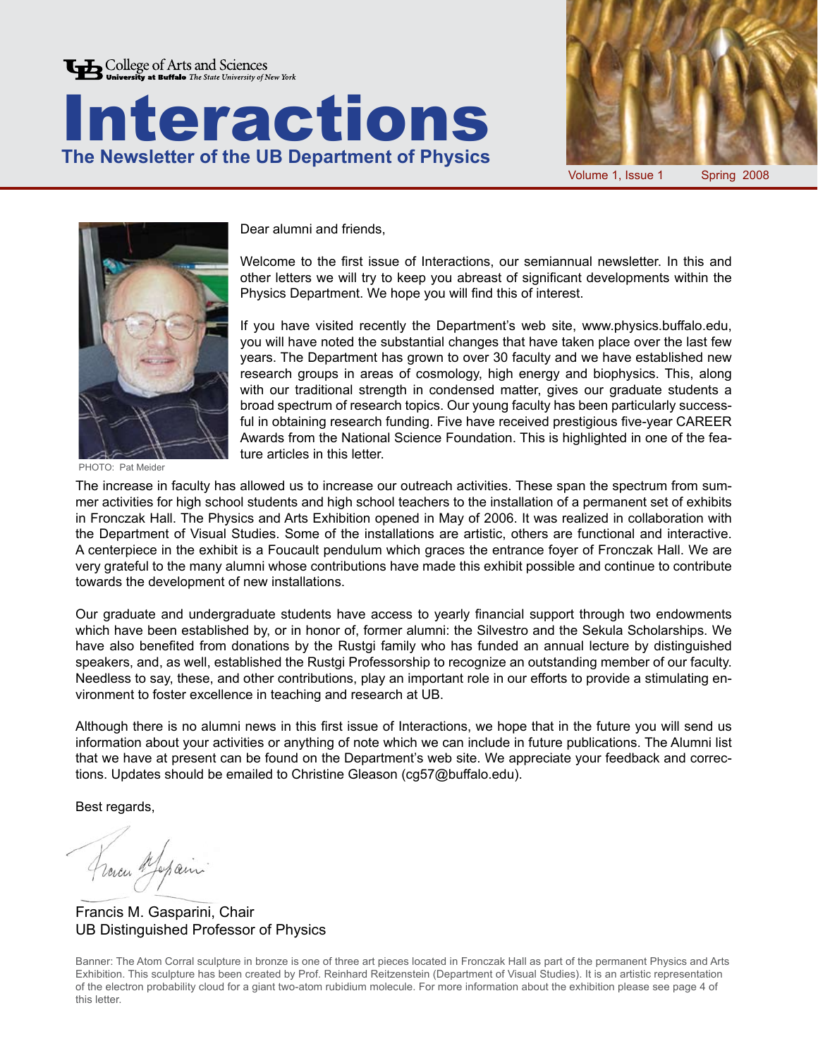College of Arts and Sciences
University at Buffalo *The State University of New York*

# Interactions

## The Newsletter of the UB Department of Physics

Volume 1, Issue 1 Spring 2008

PHOTO: Pat Meider

Dear alumni and friends,

Welcome to the first issue of Interactions, our semiannual newsletter. In this and other letters we will try to keep you abreast of significant developments within the Physics Department. We hope you will find this of interest.

If you have visited recently the Department's web site, www.physics.buffalo.edu, you will have noted the substantial changes that have taken place over the last few years. The Department has grown to over 30 faculty and we have established new research groups in areas of cosmology, high energy and biophysics. This, along with our traditional strength in condensed matter, gives our graduate students a broad spectrum of research topics. Our young faculty has been particularly successful in obtaining research funding. Five have received prestigious five-year CAREER Awards from the National Science Foundation. This is highlighted in one of the feature articles in this letter.

The increase in faculty has allowed us to increase our outreach activities. These span the spectrum from summer activities for high school students and high school teachers to the installation of a permanent set of exhibits in Fronczak Hall. The Physics and Arts Exhibition opened in May of 2006. It was realized in collaboration with the Department of Visual Studies. Some of the installations are artistic, others are functional and interactive. A centerpiece in the exhibit is a Foucault pendulum which graces the entrance foyer of Fronczak Hall. We are very grateful to the many alumni whose contributions have made this exhibit possible and continue to contribute towards the development of new installations.

Our graduate and undergraduate students have access to yearly financial support through two endowments which have been established by, or in honor of, former alumni: the Silvestro and the Sekula Scholarships. We have also benefited from donations by the Rustgi family who has funded an annual lecture by distinguished speakers, and, as well, established the Rustgi Professorship to recognize an outstanding member of our faculty. Needless to say, these, and other contributions, play an important role in our efforts to provide a stimulating environment to foster excellence in teaching and research at UB.

Although there is no alumni news in this first issue of Interactions, we hope that in the future you will send us information about your activities or anything of note which we can include in future publications. The Alumni list that we have at present can be found on the Department's web site. We appreciate your feedback and corrections. Updates should be emailed to Christine Gleason (cg57@buffalo.edu).

Best regards,

Francis M. Gasparini, Chair
UB Distinguished Professor of Physics

Banner: The Atom Corral sculpture in bronze is one of three art pieces located in Fronczak Hall as part of the permanent Physics and Arts Exhibition. This sculpture has been created by Prof. Reinhard Reitzenstein (Department of Visual Studies). It is an artistic representation of the electron probability cloud for a giant two-atom rubidium molecule. For more information about the exhibition please see page 4 of this letter.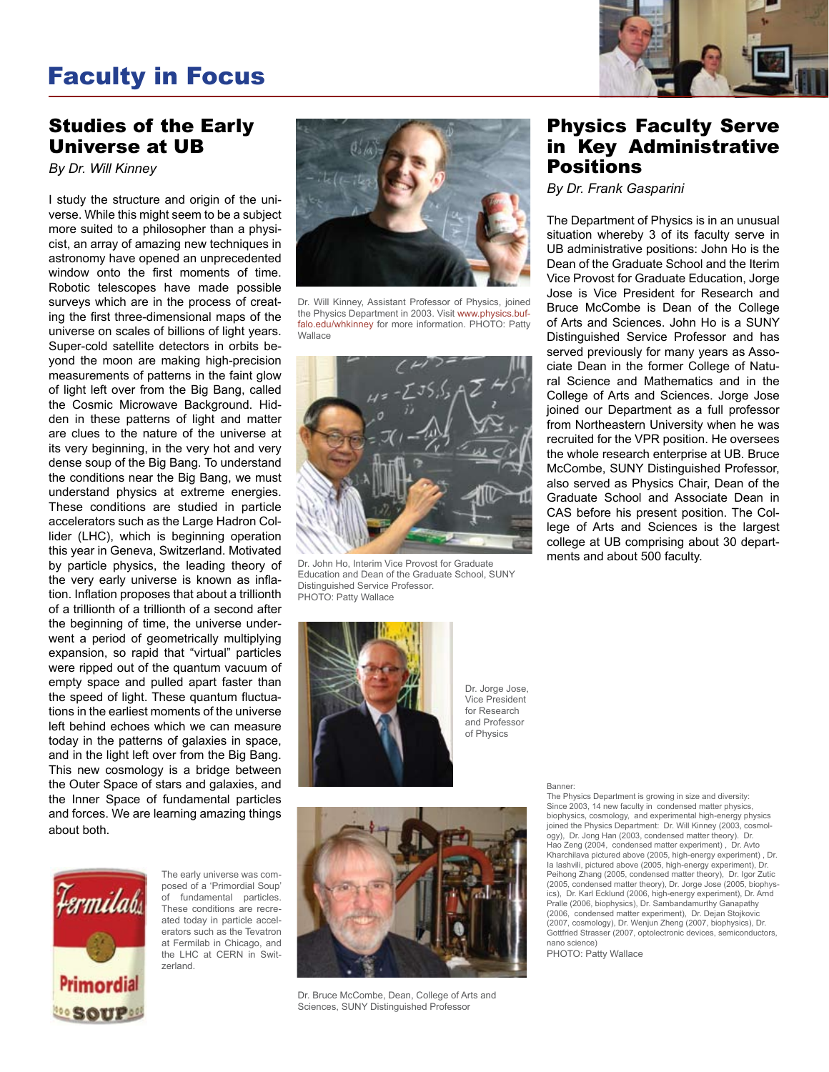# Faculty in Focus

## Studies of the Early Universe at UB

*By Dr. Will Kinney*

I study the structure and origin of the universe. While this might seem to be a subject more suited to a philosopher than a physicist, an array of amazing new techniques in astronomy have opened an unprecedented window onto the first moments of time. Robotic telescopes have made possible surveys which are in the process of creating the first three-dimensional maps of the universe on scales of billions of light years. Super-cold satellite detectors in orbits beyond the moon are making high-precision measurements of patterns in the faint glow of light left over from the Big Bang, called the Cosmic Microwave Background. Hidden in these patterns of light and matter are clues to the nature of the universe at its very beginning, in the very hot and very dense soup of the Big Bang. To understand the conditions near the Big Bang, we must understand physics at extreme energies. These conditions are studied in particle accelerators such as the Large Hadron Collider (LHC), which is beginning operation this year in Geneva, Switzerland. Motivated by particle physics, the leading theory of the very early universe is known as inflation. Inflation proposes that about a trillionth of a trillionth of a trillionth of a second after the beginning of time, the universe underwent a period of geometrically multiplying expansion, so rapid that "virtual" particles were ripped out of the quantum vacuum of empty space and pulled apart faster than the speed of light. These quantum fluctuations in the earliest moments of the universe left behind echoes which we can measure today in the patterns of galaxies in space, and in the light left over from the Big Bang. This new cosmology is a bridge between the Outer Space of stars and galaxies, and the Inner Space of fundamental particles and forces. We are learning amazing things about both.

The early universe was composed of a 'Primordial Soup' of fundamental particles. These conditions are recreated today in particle accelerators such as the Tevatron at Fermilab in Chicago, and the LHC at CERN in Switzerland.

Dr. Will Kinney, Assistant Professor of Physics, joined the Physics Department in 2003. Visit www.physics.buffalo.edu/whkinney for more information. PHOTO: Patty Wallace

Dr. John Ho, Interim Vice Provost for Graduate Education and Dean of the Graduate School, SUNY Distinguished Service Professor. PHOTO: Patty Wallace

Dr. Jorge Jose, Vice President for Research and Professor of Physics

Dr. Bruce McCombe, Dean, College of Arts and Sciences, SUNY Distinguished Professor

## Physics Faculty Serve in Key Administrative Positions

*By Dr. Frank Gasparini*

The Department of Physics is in an unusual situation whereby 3 of its faculty serve in UB administrative positions: John Ho is the Dean of the Graduate School and the Iterim Vice Provost for Graduate Education, Jorge Jose is Vice President for Research and Bruce McCombe is Dean of the College of Arts and Sciences. John Ho is a SUNY Distinguished Service Professor and has served previously for many years as Associate Dean in the former College of Natural Science and Mathematics and in the College of Arts and Sciences. Jorge Jose joined our Department as a full professor from Northeastern University when he was recruited for the VPR position. He oversees the whole research enterprise at UB. Bruce McCombe, SUNY Distinguished Professor, also served as Physics Chair, Dean of the Graduate School and Associate Dean in CAS before his present position. The College of Arts and Sciences is the largest college at UB comprising about 30 departments and about 500 faculty.

Banner:
The Physics Department is growing in size and diversity: Since 2003, 14 new faculty in condensed matter physics, biophysics, cosmology, and experimental high-energy physics joined the Physics Department: Dr. Will Kinney (2003, cosmology), Dr. Jong Han (2003, condensed matter theory). Dr. Hao Zeng (2004, condensed matter experiment) , Dr. Avto Kharchilava pictured above (2005, high-energy experiment) , Dr. Ia Iashvili, pictured above (2005, high-energy experiment), Dr. Peihong Zhang (2005, condensed matter theory), Dr. Igor Zutic (2005, condensed matter theory), Dr. Jorge Jose (2005, biophysics), Dr. Karl Ecklund (2006, high-energy experiment), Dr. Arnd Pralle (2006, biophysics), Dr. Sambandamurthy Ganapathy (2006, condensed matter experiment), Dr. Dejan Stojkovic (2007, cosmology), Dr. Wenjun Zheng (2007, biophysics), Dr. Gottfried Strasser (2007, optoelectronic devices, semiconductors, nano science)
PHOTO: Patty Wallace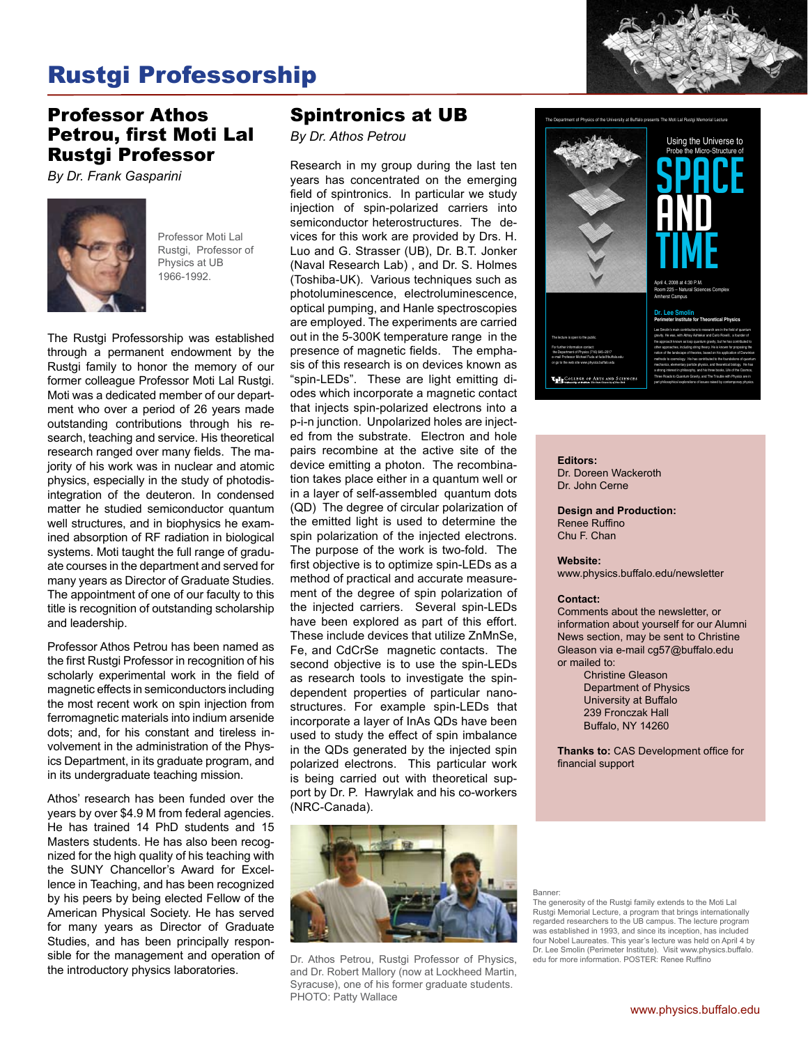# Rustgi Professorship

## Professor Athos Petrou, first Moti Lal Rustgi Professor

*By Dr. Frank Gasparini*

Professor Moti Lal Rustgi, Professor of Physics at UB 1966-1992.

The Rustgi Professorship was established through a permanent endowment by the Rustgi family to honor the memory of our former colleague Professor Moti Lal Rustgi. Moti was a dedicated member of our department who over a period of 26 years made outstanding contributions through his research, teaching and service. His theoretical research ranged over many fields. The majority of his work was in nuclear and atomic physics, especially in the study of photodisintegration of the deuteron. In condensed matter he studied semiconductor quantum well structures, and in biophysics he examined absorption of RF radiation in biological systems. Moti taught the full range of graduate courses in the department and served for many years as Director of Graduate Studies. The appointment of one of our faculty to this title is recognition of outstanding scholarship and leadership.

Professor Athos Petrou has been named as the first Rustgi Professor in recognition of his scholarly experimental work in the field of magnetic effects in semiconductors including the most recent work on spin injection from ferromagnetic materials into indium arsenide dots; and, for his constant and tireless involvement in the administration of the Physics Department, in its graduate program, and in its undergraduate teaching mission.

Athos' research has been funded over the years by over $4.9 M from federal agencies. He has trained 14 PhD students and 15 Masters students. He has also been recognized for the high quality of his teaching with the SUNY Chancellor's Award for Excellence in Teaching, and has been recognized by his peers by being elected Fellow of the American Physical Society. He has served for many years as Director of Graduate Studies, and has been principally responsible for the management and operation of the introductory physics laboratories.

## Spintronics at UB

*By Dr. Athos Petrou*

Research in my group during the last ten years has concentrated on the emerging field of spintronics. In particular we study injection of spin-polarized carriers into semiconductor heterostructures. The devices for this work are provided by Drs. H. Luo and G. Strasser (UB), Dr. B.T. Jonker (Naval Research Lab) , and Dr. S. Holmes (Toshiba-UK). Various techniques such as photoluminescence, electroluminescence, optical pumping, and Hanle spectroscopies are employed. The experiments are carried out in the 5-300K temperature range in the presence of magnetic fields. The emphasis of this research is on devices known as "spin-LEDs". These are light emitting diodes which incorporate a magnetic contact that injects spin-polarized electrons into a p-i-n junction. Unpolarized holes are injected from the substrate. Electron and hole pairs recombine at the active site of the device emitting a photon. The recombination takes place either in a quantum well or in a layer of self-assembled quantum dots (QD) The degree of circular polarization of the emitted light is used to determine the spin polarization of the injected electrons. The purpose of the work is two-fold. The first objective is to optimize spin-LEDs as a method of practical and accurate measurement of the degree of spin polarization of the injected carriers. Several spin-LEDs have been explored as part of this effort. These include devices that utilize ZnMnSe, Fe, and CdCrSe magnetic contacts. The second objective is to use the spin-LEDs as research tools to investigate the spin-dependent properties of particular nanostructures. For example spin-LEDs that incorporate a layer of InAs QDs have been used to study the effect of spin imbalance in the QDs generated by the injected spin polarized electrons. This particular work is being carried out with theoretical support by Dr. P. Hawrylak and his co-workers (NRC-Canada).

Dr. Athos Petrou, Rustgi Professor of Physics, and Dr. Robert Mallory (now at Lockheed Martin, Syracuse), one of his former graduate students. PHOTO: Patty Wallace

**Editors:**
Dr. Doreen Wackeroth
Dr. John Cerne

**Design and Production:**
Renee Ruffino
Chu F. Chan

**Website:**
www.physics.buffalo.edu/newsletter

**Contact:**
Comments about the newsletter, or information about yourself for our Alumni News section, may be sent to Christine Gleason via e-mail cg57@buffalo.edu or mailed to:

Christine Gleason
Department of Physics
University at Buffalo
239 Fronczak Hall
Buffalo, NY 14260

**Thanks to:** CAS Development office for financial support

Banner:
The generosity of the Rustgi family extends to the Moti Lal Rustgi Memorial Lecture, a program that brings internationally regarded researchers to the UB campus. The lecture program was established in 1993, and since its inception, has included four Nobel Laureates. This year's lecture was held on April 4 by Dr. Lee Smolin (Perimeter Institute). Visit www.physics.buffalo.edu for more information. POSTER: Renee Ruffino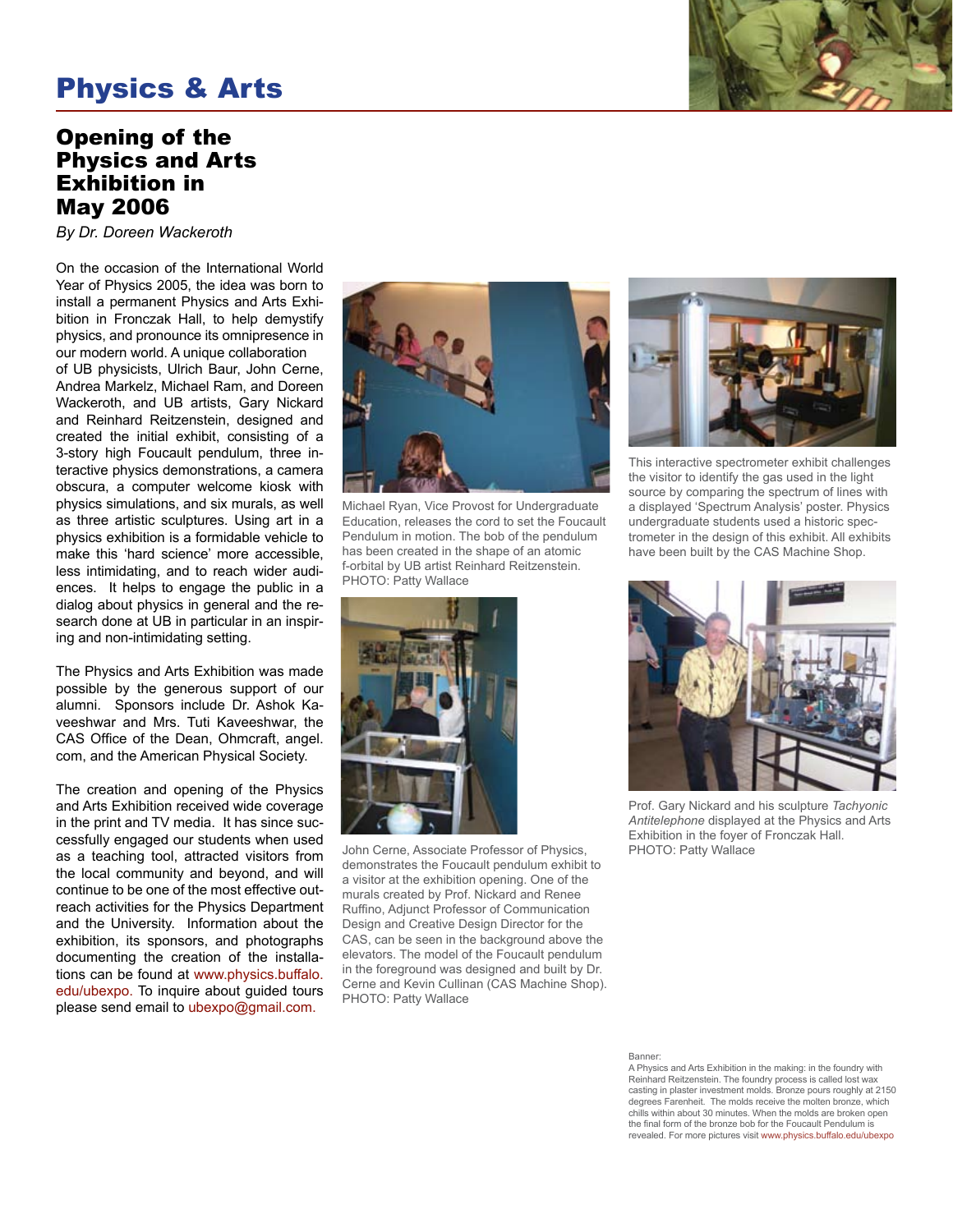# Physics & Arts

## Opening of the Physics and Arts Exhibition in May 2006

*By Dr. Doreen Wackeroth*

On the occasion of the International World Year of Physics 2005, the idea was born to install a permanent Physics and Arts Exhibition in Fronczak Hall, to help demystify physics, and pronounce its omnipresence in our modern world. A unique collaboration of UB physicists, Ulrich Baur, John Cerne, Andrea Markelz, Michael Ram, and Doreen Wackeroth, and UB artists, Gary Nickard and Reinhard Reitzenstein, designed and created the initial exhibit, consisting of a 3-story high Foucault pendulum, three interactive physics demonstrations, a camera obscura, a computer welcome kiosk with physics simulations, and six murals, as well as three artistic sculptures. Using art in a physics exhibition is a formidable vehicle to make this 'hard science' more accessible, less intimidating, and to reach wider audiences. It helps to engage the public in a dialog about physics in general and the research done at UB in particular in an inspiring and non-intimidating setting.

The Physics and Arts Exhibition was made possible by the generous support of our alumni. Sponsors include Dr. Ashok Kaveeshwar and Mrs. Tuti Kaveeshwar, the CAS Office of the Dean, Ohmcraft, angel.com, and the American Physical Society.

The creation and opening of the Physics and Arts Exhibition received wide coverage in the print and TV media. It has since successfully engaged our students when used as a teaching tool, attracted visitors from the local community and beyond, and will continue to be one of the most effective outreach activities for the Physics Department and the University. Information about the exhibition, its sponsors, and photographs documenting the creation of the installations can be found at www.physics.buffalo.edu/ubexpo. To inquire about guided tours please send email to ubexpo@gmail.com.

Michael Ryan, Vice Provost for Undergraduate Education, releases the cord to set the Foucault Pendulum in motion. The bob of the pendulum has been created in the shape of an atomic f-orbital by UB artist Reinhard Reitzenstein. PHOTO: Patty Wallace

John Cerne, Associate Professor of Physics, demonstrates the Foucault pendulum exhibit to a visitor at the exhibition opening. One of the murals created by Prof. Nickard and Renee Ruffino, Adjunct Professor of Communication Design and Creative Design Director for the CAS, can be seen in the background above the elevators. The model of the Foucault pendulum in the foreground was designed and built by Dr. Cerne and Kevin Cullinan (CAS Machine Shop). PHOTO: Patty Wallace

This interactive spectrometer exhibit challenges the visitor to identify the gas used in the light source by comparing the spectrum of lines with a displayed 'Spectrum Analysis' poster. Physics undergraduate students used a historic spectrometer in the design of this exhibit. All exhibits have been built by the CAS Machine Shop.

Prof. Gary Nickard and his sculpture *Tachyonic Antitelephone* displayed at the Physics and Arts Exhibition in the foyer of Fronczak Hall. PHOTO: Patty Wallace

Banner:
A Physics and Arts Exhibition in the making: in the foundry with Reinhard Reitzenstein. The foundry process is called lost wax casting in plaster investment molds. Bronze pours roughly at 2150 degrees Farenheit. The molds receive the molten bronze, which chills within about 30 minutes. When the molds are broken open the final form of the bronze bob for the Foucault Pendulum is revealed. For more pictures visit www.physics.buffalo.edu/ubexpo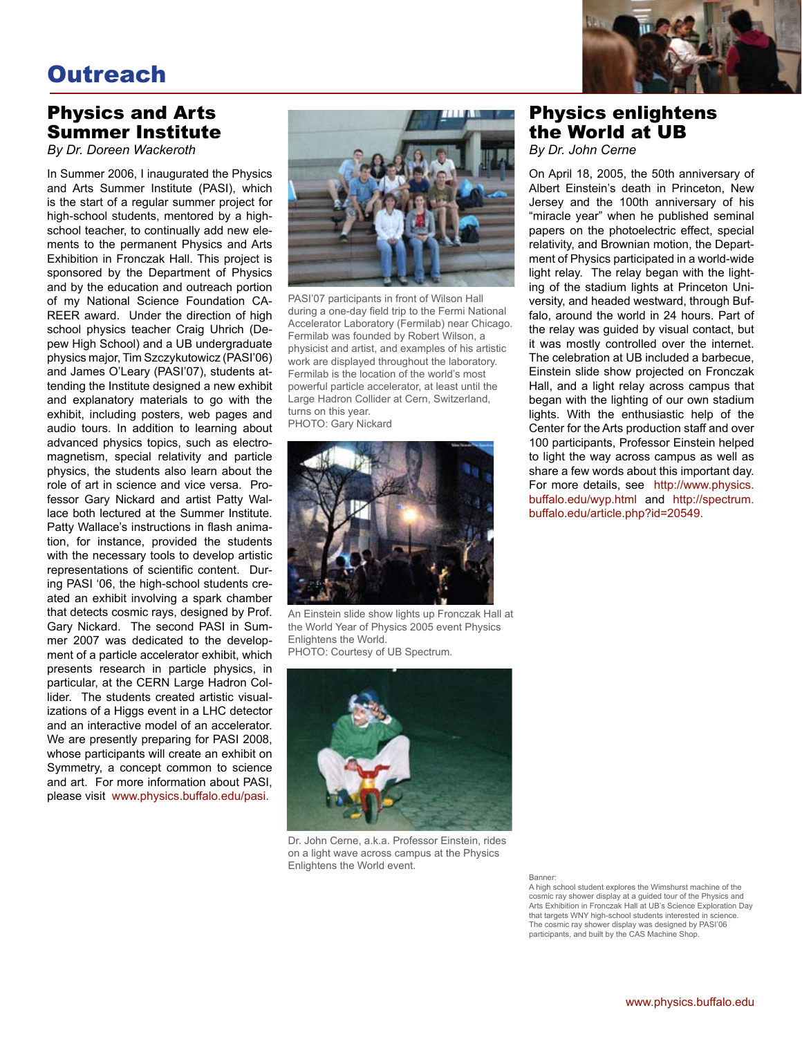# Outreach

## Physics and Arts Summer Institute

*By Dr. Doreen Wackeroth*

In Summer 2006, I inaugurated the Physics and Arts Summer Institute (PASI), which is the start of a regular summer project for high-school students, mentored by a high-school teacher, to continually add new elements to the permanent Physics and Arts Exhibition in Fronczak Hall. This project is sponsored by the Department of Physics and by the education and outreach portion of my National Science Foundation CAREER award. Under the direction of high school physics teacher Craig Uhrich (Depew High School) and a UB undergraduate physics major, Tim Szczykutowicz (PASI'06) and James O'Leary (PASI'07), students attending the Institute designed a new exhibit and explanatory materials to go with the exhibit, including posters, web pages and audio tours. In addition to learning about advanced physics topics, such as electromagnetism, special relativity and particle physics, the students also learn about the role of art in science and vice versa. Professor Gary Nickard and artist Patty Wallace both lectured at the Summer Institute. Patty Wallace's instructions in flash animation, for instance, provided the students with the necessary tools to develop artistic representations of scientific content. During PASI '06, the high-school students created an exhibit involving a spark chamber that detects cosmic rays, designed by Prof. Gary Nickard. The second PASI in Summer 2007 was dedicated to the development of a particle accelerator exhibit, which presents research in particle physics, in particular, at the CERN Large Hadron Collider. The students created artistic visualizations of a Higgs event in a LHC detector and an interactive model of an accelerator. We are presently preparing for PASI 2008, whose participants will create an exhibit on Symmetry, a concept common to science and art. For more information about PASI, please visit www.physics.buffalo.edu/pasi.

PASI'07 participants in front of Wilson Hall during a one-day field trip to the Fermi National Accelerator Laboratory (Fermilab) near Chicago. Fermilab was founded by Robert Wilson, a physicist and artist, and examples of his artistic work are displayed throughout the laboratory. Fermilab is the location of the world's most powerful particle accelerator, at least until the Large Hadron Collider at Cern, Switzerland, turns on this year.
PHOTO: Gary Nickard

An Einstein slide show lights up Fronczak Hall at the World Year of Physics 2005 event Physics Enlightens the World.
PHOTO: Courtesy of UB Spectrum.

Dr. John Cerne, a.k.a. Professor Einstein, rides on a light wave across campus at the Physics Enlightens the World event.

## Physics enlightens the World at UB

*By Dr. John Cerne*

On April 18, 2005, the 50th anniversary of Albert Einstein's death in Princeton, New Jersey and the 100th anniversary of his "miracle year" when he published seminal papers on the photoelectric effect, special relativity, and Brownian motion, the Department of Physics participated in a world-wide light relay. The relay began with the lighting of the stadium lights at Princeton University, and headed westward, through Buffalo, around the world in 24 hours. Part of the relay was guided by visual contact, but it was mostly controlled over the internet. The celebration at UB included a barbecue, Einstein slide show projected on Fronczak Hall, and a light relay across campus that began with the lighting of our own stadium lights. With the enthusiastic help of the Center for the Arts production staff and over 100 participants, Professor Einstein helped to light the way across campus as well as share a few words about this important day. For more details, see http://www.physics.buffalo.edu/wyp.html and http://spectrum.buffalo.edu/article.php?id=20549.

Banner:
A high school student explores the Wimshurst machine of the cosmic ray shower display at a guided tour of the Physics and Arts Exhibition in Fronczak Hall at UB's Science Exploration Day that targets WNY high-school students interested in science. The cosmic ray shower display was designed by PASI'06 participants, and built by the CAS Machine Shop.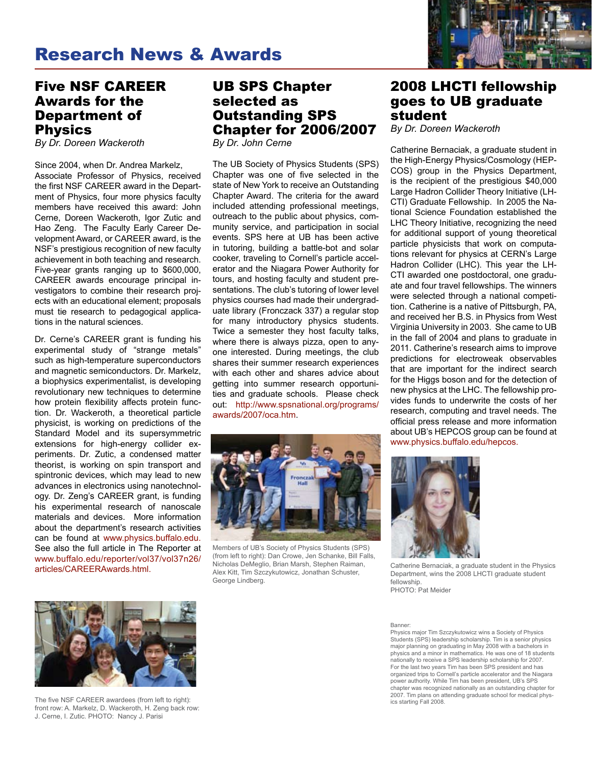# Research News & Awards

## Five NSF CAREER Awards for the Department of Physics

*By Dr. Doreen Wackeroth*

Since 2004, when Dr. Andrea Markelz, Associate Professor of Physics, received the first NSF CAREER award in the Department of Physics, four more physics faculty members have received this award: John Cerne, Doreen Wackeroth, Igor Zutic and Hao Zeng. The Faculty Early Career Development Award, or CAREER award, is the NSF's prestigious recognition of new faculty achievement in both teaching and research. Five-year grants ranging up to $600,000, CAREER awards encourage principal investigators to combine their research projects with an educational element; proposals must tie research to pedagogical applications in the natural sciences.

Dr. Cerne's CAREER grant is funding his experimental study of "strange metals" such as high-temperature superconductors and magnetic semiconductors. Dr. Markelz, a biophysics experimentalist, is developing revolutionary new techniques to determine how protein flexibility affects protein function. Dr. Wackeroth, a theoretical particle physicist, is working on predictions of the Standard Model and its supersymmetric extensions for high-energy collider experiments. Dr. Zutic, a condensed matter theorist, is working on spin transport and spintronic devices, which may lead to new advances in electronics using nanotechnology. Dr. Zeng's CAREER grant, is funding his experimental research of nanoscale materials and devices. More information about the department's research activities can be found at www.physics.buffalo.edu. See also the full article in The Reporter at www.buffalo.edu/reporter/vol37/vol37n26/articles/CAREERAwards.html.

The five NSF CAREER awardees (from left to right): front row: A. Markelz, D. Wackeroth, H. Zeng back row: J. Cerne, I. Zutic. PHOTO: Nancy J. Parisi

## UB SPS Chapter selected as Outstanding SPS Chapter for 2006/2007

*By Dr. John Cerne*

The UB Society of Physics Students (SPS) Chapter was one of five selected in the state of New York to receive an Outstanding Chapter Award. The criteria for the award included attending professional meetings, outreach to the public about physics, community service, and participation in social events. SPS here at UB has been active in tutoring, building a battle-bot and solar cooker, traveling to Cornell's particle accelerator and the Niagara Power Authority for tours, and hosting faculty and student presentations. The club's tutoring of lower level physics courses had made their undergraduate library (Fronczack 337) a regular stop for many introductory physics students. Twice a semester they host faculty talks, where there is always pizza, open to anyone interested. During meetings, the club shares their summer research experiences with each other and shares advice about getting into summer research opportunities and graduate schools. Please check out: http://www.spsnational.org/programs/awards/2007/oca.htm.

Members of UB's Society of Physics Students (SPS) (from left to right): Dan Crowe, Jen Schanke, Bill Falls, Nicholas DeMeglio, Brian Marsh, Stephen Raiman, Alex Kitt, Tim Szczykutowicz, Jonathan Schuster, George Lindberg.

## 2008 LHCTI fellowship goes to UB graduate student

*By Dr. Doreen Wackeroth*

Catherine Bernaciak, a graduate student in the High-Energy Physics/Cosmology (HEPCOS) group in the Physics Department, is the recipient of the prestigious $40,000 Large Hadron Collider Theory Initiative (LHCTI) Graduate Fellowship. In 2005 the National Science Foundation established the LHC Theory Initiative, recognizing the need for additional support of young theoretical particle physicists that work on computations relevant for physics at CERN's Large Hadron Collider (LHC). This year the LHCTI awarded one postdoctoral, one graduate and four travel fellowships. The winners were selected through a national competition. Catherine is a native of Pittsburgh, PA, and received her B.S. in Physics from West Virginia University in 2003. She came to UB in the fall of 2004 and plans to graduate in 2011. Catherine's research aims to improve predictions for electroweak observables that are important for the indirect search for the Higgs boson and for the detection of new physics at the LHC. The fellowship provides funds to underwrite the costs of her research, computing and travel needs. The official press release and more information about UB's HEPCOS group can be found at www.physics.buffalo.edu/hepcos.

Catherine Bernaciak, a graduate student in the Physics Department, wins the 2008 LHCTI graduate student fellowship.
PHOTO: Pat Meider

Banner:
Physics major Tim Szczykutowicz wins a Society of Physics Students (SPS) leadership scholarship. Tim is a senior physics major planning on graduating in May 2008 with a bachelors in physics and a minor in mathematics. He was one of 18 students nationally to receive a SPS leadership scholarship for 2007. For the last two years Tim has been SPS president and has organized trips to Cornell's particle accelerator and the Niagara power authority. While Tim has been president, UB's SPS chapter was recognized nationally as an outstanding chapter for 2007. Tim plans on attending graduate school for medical physics starting Fall 2008.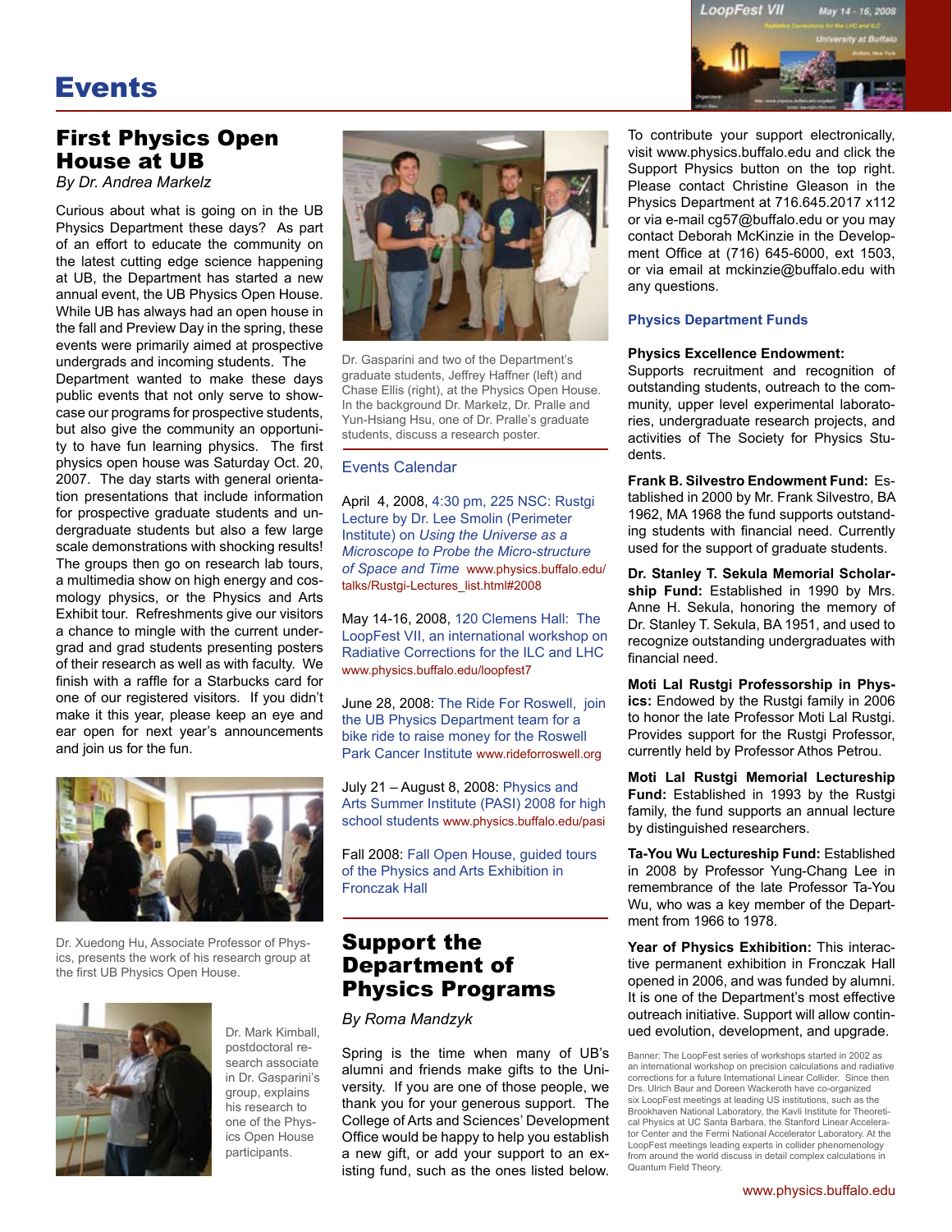# Events

## First Physics Open House at UB

*By Dr. Andrea Markelz*

Curious about what is going on in the UB Physics Department these days? As part of an effort to educate the community on the latest cutting edge science happening at UB, the Department has started a new annual event, the UB Physics Open House. While UB has always had an open house in the fall and Preview Day in the spring, these events were primarily aimed at prospective undergrads and incoming students. The Department wanted to make these days public events that not only serve to showcase our programs for prospective students, but also give the community an opportunity to have fun learning physics. The first physics open house was Saturday Oct. 20, 2007. The day starts with general orientation presentations that include information for prospective graduate students and undergraduate students but also a few large scale demonstrations with shocking results! The groups then go on research lab tours, a multimedia show on high energy and cosmology physics, or the Physics and Arts Exhibit tour. Refreshments give our visitors a chance to mingle with the current undergrad and grad students presenting posters of their research as well as with faculty. We finish with a raffle for a Starbucks card for one of our registered visitors. If you didn't make it this year, please keep an eye and ear open for next year's announcements and join us for the fun.

Dr. Xuedong Hu, Associate Professor of Physics, presents the work of his research group at the first UB Physics Open House.

Dr. Mark Kimball, postdoctoral research associate in Dr. Gasparini's group, explains his research to one of the Physics Open House participants.

Dr. Gasparini and two of the Department's graduate students, Jeffrey Haffner (left) and Chase Ellis (right), at the Physics Open House. In the background Dr. Markelz, Dr. Pralle and Yun-Hsiang Hsu, one of Dr. Pralle's graduate students, discuss a research poster.

### Events Calendar

April 4, 2008, 4:30 pm, 225 NSC: Rustgi Lecture by Dr. Lee Smolin (Perimeter Institute) on *Using the Universe as a Microscope to Probe the Micro-structure of Space and Time* www.physics.buffalo.edu/talks/Rustgi-Lectures_list.html#2008

May 14-16, 2008, 120 Clemens Hall: The LoopFest VII, an international workshop on Radiative Corrections for the ILC and LHC www.physics.buffalo.edu/loopfest7

June 28, 2008: The Ride For Roswell, join the UB Physics Department team for a bike ride to raise money for the Roswell Park Cancer Institute www.rideforroswell.org

July 21 – August 8, 2008: Physics and Arts Summer Institute (PASI) 2008 for high school students www.physics.buffalo.edu/pasi

Fall 2008: Fall Open House, guided tours of the Physics and Arts Exhibition in Fronczak Hall

## Support the Department of Physics Programs

*By Roma Mandzyk*

Spring is the time when many of UB's alumni and friends make gifts to the University. If you are one of those people, we thank you for your generous support. The College of Arts and Sciences' Development Office would be happy to help you establish a new gift, or add your support to an existing fund, such as the ones listed below.

To contribute your support electronically, visit www.physics.buffalo.edu and click the Support Physics button on the top right. Please contact Christine Gleason in the Physics Department at 716.645.2017 x112 or via e-mail cg57@buffalo.edu or you may contact Deborah McKinzie in the Development Office at (716) 645-6000, ext 1503, or via email at mckinzie@buffalo.edu with any questions.

### Physics Department Funds

**Physics Excellence Endowment:** Supports recruitment and recognition of outstanding students, outreach to the community, upper level experimental laboratories, undergraduate research projects, and activities of The Society for Physics Students.

**Frank B. Silvestro Endowment Fund:** Established in 2000 by Mr. Frank Silvestro, BA 1962, MA 1968 the fund supports outstanding students with financial need. Currently used for the support of graduate students.

**Dr. Stanley T. Sekula Memorial Scholarship Fund:** Established in 1990 by Mrs. Anne H. Sekula, honoring the memory of Dr. Stanley T. Sekula, BA 1951, and used to recognize outstanding undergraduates with financial need.

**Moti Lal Rustgi Professorship in Physics:** Endowed by the Rustgi family in 2006 to honor the late Professor Moti Lal Rustgi. Provides support for the Rustgi Professor, currently held by Professor Athos Petrou.

**Moti Lal Rustgi Memorial Lectureship Fund:** Established in 1993 by the Rustgi family, the fund supports an annual lecture by distinguished researchers.

**Ta-You Wu Lectureship Fund:** Established in 2008 by Professor Yung-Chang Lee in remembrance of the late Professor Ta-You Wu, who was a key member of the Department from 1966 to 1978.

**Year of Physics Exhibition:** This interactive permanent exhibition in Fronczak Hall opened in 2006, and was funded by alumni. It is one of the Department's most effective outreach initiative. Support will allow continued evolution, development, and upgrade.

Banner: The LoopFest series of workshops started in 2002 as an international workshop on precision calculations and radiative corrections for a future International Linear Collider. Since then Drs. Ulrich Baur and Doreen Wackeroth have co-organized six LoopFest meetings at leading US institutions, such as the Brookhaven National Laboratory, the Kavli Institute for Theoretical Physics at UC Santa Barbara, the Stanford Linear Accelerator Center and the Fermi National Accelerator Laboratory. At the LoopFest meetings leading experts in collider phenomenology from around the world discuss in detail complex calculations in Quantum Field Theory.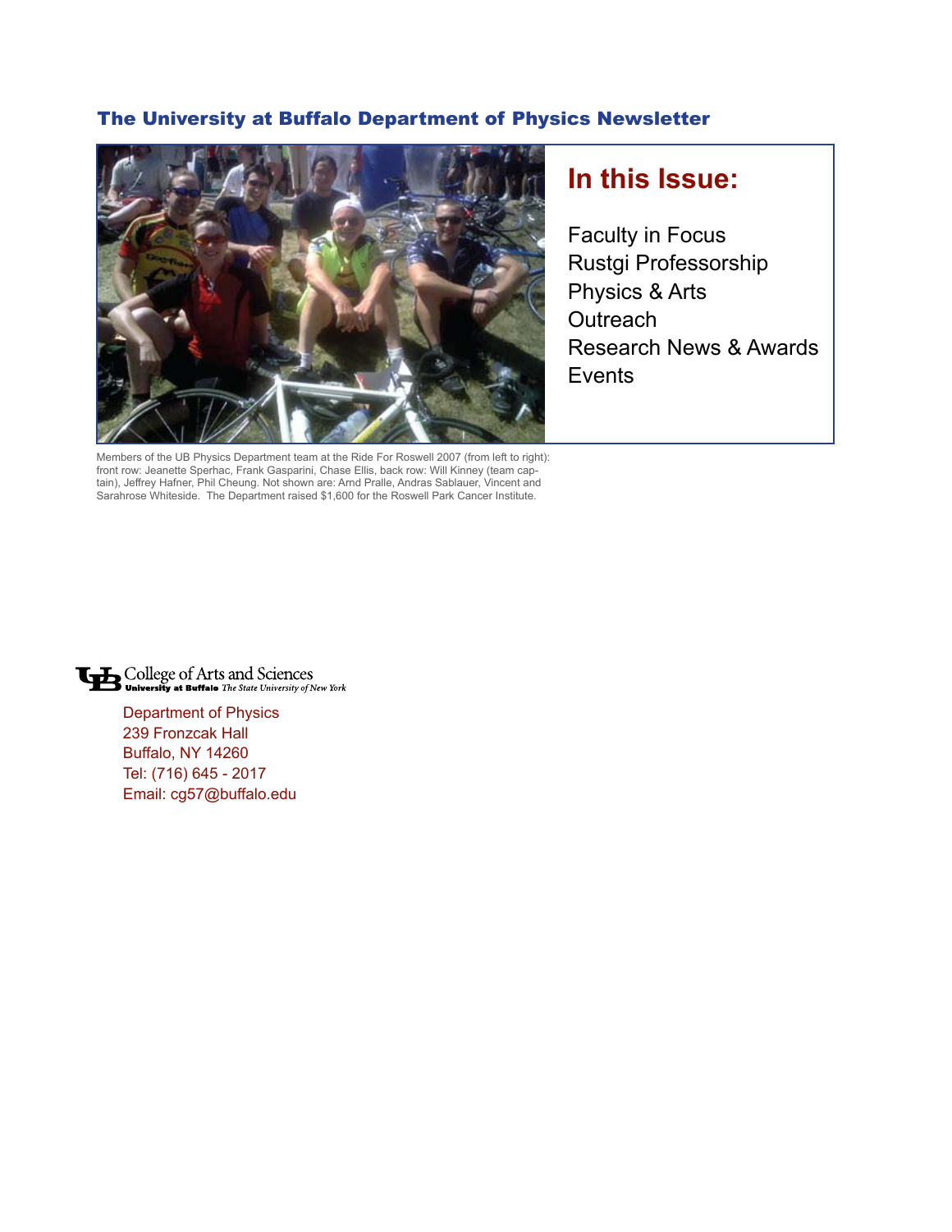**The University at Buffalo Department of Physics Newsletter**

## In this Issue:

Faculty in Focus
Rustgi Professorship
Physics & Arts
Outreach
Research News & Awards
Events

Members of the UB Physics Department team at the Ride For Roswell 2007 (from left to right): front row: Jeanette Sperhac, Frank Gasparini, Chase Ellis, back row: Will Kinney (team captain), Jeffrey Hafner, Phil Cheung. Not shown are: Arnd Pralle, Andras Sablauer, Vincent and Sarahrose Whiteside. The Department raised $1,600 for the Roswell Park Cancer Institute.

College of Arts and Sciences
University at Buffalo The State University of New York

Department of Physics
239 Fronzcak Hall
Buffalo, NY 14260
Tel: (716) 645 - 2017
Email: cg57@buffalo.edu